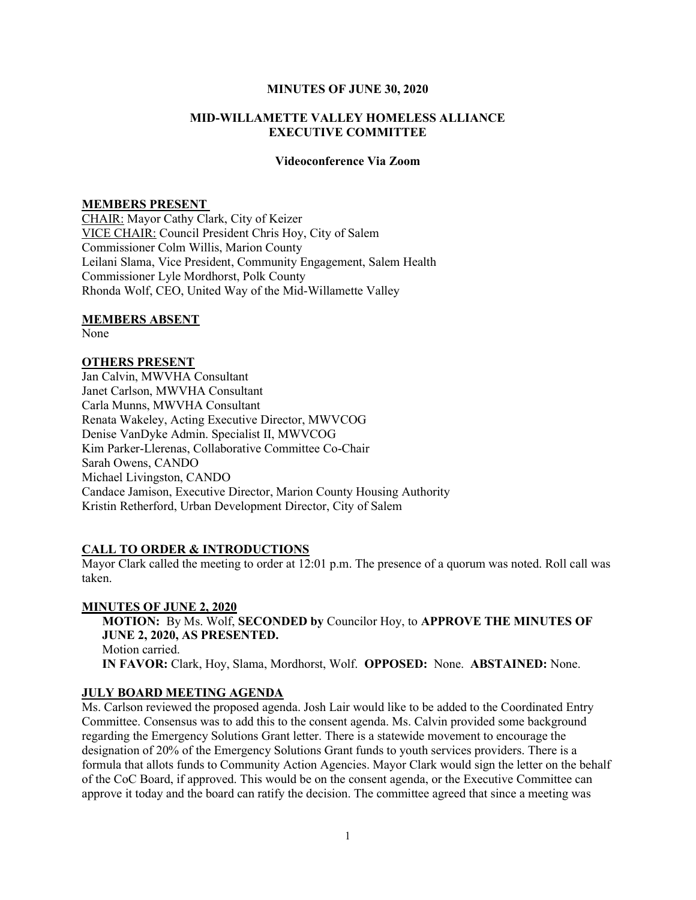# MINUTES OF JUNE 30, 2020

## MID-WILLAMETTE VALLEY HOMELESS ALLIANCE EXECUTIVE COMMITTEE

### Videoconference Via Zoom

**MEMBERS PRESENT**

CHAIR: Mayor Cathy Clark, City of Keizer
VICE CHAIR: Council President Chris Hoy, City of Salem
Commissioner Colm Willis, Marion County
Leilani Slama, Vice President, Community Engagement, Salem Health
Commissioner Lyle Mordhorst, Polk County
Rhonda Wolf, CEO, United Way of the Mid-Willamette Valley

**MEMBERS ABSENT**

None

**OTHERS PRESENT**

Jan Calvin, MWVHA Consultant
Janet Carlson, MWVHA Consultant
Carla Munns, MWVHA Consultant
Renata Wakeley, Acting Executive Director, MWVCOG
Denise VanDyke Admin. Specialist II, MWVCOG
Kim Parker-Llerenas, Collaborative Committee Co-Chair
Sarah Owens, CANDO
Michael Livingston, CANDO
Candace Jamison, Executive Director, Marion County Housing Authority
Kristin Retherford, Urban Development Director, City of Salem

**CALL TO ORDER & INTRODUCTIONS**

Mayor Clark called the meeting to order at 12:01 p.m. The presence of a quorum was noted. Roll call was taken.

**MINUTES OF JUNE 2, 2020**

> **MOTION:** By Ms. Wolf, **SECONDED by** Councilor Hoy, to **APPROVE THE MINUTES OF JUNE 2, 2020, AS PRESENTED.**
> Motion carried.
> **IN FAVOR:** Clark, Hoy, Slama, Mordhorst, Wolf. **OPPOSED:** None. **ABSTAINED:** None.

**JULY BOARD MEETING AGENDA**

Ms. Carlson reviewed the proposed agenda. Josh Lair would like to be added to the Coordinated Entry Committee. Consensus was to add this to the consent agenda. Ms. Calvin provided some background regarding the Emergency Solutions Grant letter. There is a statewide movement to encourage the designation of 20% of the Emergency Solutions Grant funds to youth services providers. There is a formula that allots funds to Community Action Agencies. Mayor Clark would sign the letter on the behalf of the CoC Board, if approved. This would be on the consent agenda, or the Executive Committee can approve it today and the board can ratify the decision. The committee agreed that since a meeting was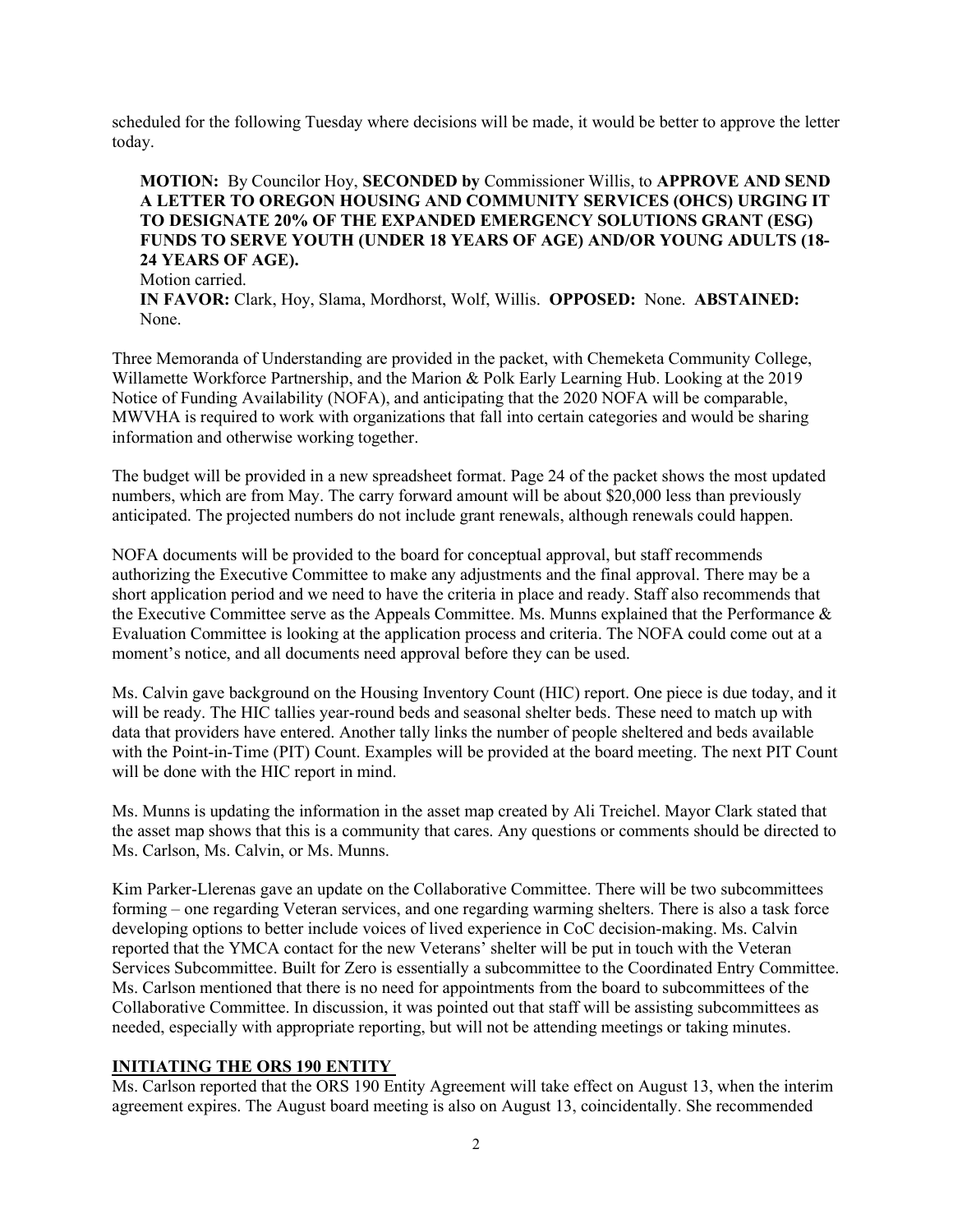scheduled for the following Tuesday where decisions will be made, it would be better to approve the letter today.

> **MOTION:** By Councilor Hoy, **SECONDED by** Commissioner Willis, to **APPROVE AND SEND A LETTER TO OREGON HOUSING AND COMMUNITY SERVICES (OHCS) URGING IT TO DESIGNATE 20% OF THE EXPANDED EMERGENCY SOLUTIONS GRANT (ESG) FUNDS TO SERVE YOUTH (UNDER 18 YEARS OF AGE) AND/OR YOUNG ADULTS (18-24 YEARS OF AGE).**
> Motion carried.
> **IN FAVOR:** Clark, Hoy, Slama, Mordhorst, Wolf, Willis. **OPPOSED:** None. **ABSTAINED:** None.

Three Memoranda of Understanding are provided in the packet, with Chemeketa Community College, Willamette Workforce Partnership, and the Marion & Polk Early Learning Hub. Looking at the 2019 Notice of Funding Availability (NOFA), and anticipating that the 2020 NOFA will be comparable, MWVHA is required to work with organizations that fall into certain categories and would be sharing information and otherwise working together.

The budget will be provided in a new spreadsheet format. Page 24 of the packet shows the most updated numbers, which are from May. The carry forward amount will be about $20,000 less than previously anticipated. The projected numbers do not include grant renewals, although renewals could happen.

NOFA documents will be provided to the board for conceptual approval, but staff recommends authorizing the Executive Committee to make any adjustments and the final approval. There may be a short application period and we need to have the criteria in place and ready. Staff also recommends that the Executive Committee serve as the Appeals Committee. Ms. Munns explained that the Performance & Evaluation Committee is looking at the application process and criteria. The NOFA could come out at a moment's notice, and all documents need approval before they can be used.

Ms. Calvin gave background on the Housing Inventory Count (HIC) report. One piece is due today, and it will be ready. The HIC tallies year-round beds and seasonal shelter beds. These need to match up with data that providers have entered. Another tally links the number of people sheltered and beds available with the Point-in-Time (PIT) Count. Examples will be provided at the board meeting. The next PIT Count will be done with the HIC report in mind.

Ms. Munns is updating the information in the asset map created by Ali Treichel. Mayor Clark stated that the asset map shows that this is a community that cares. Any questions or comments should be directed to Ms. Carlson, Ms. Calvin, or Ms. Munns.

Kim Parker-Llerenas gave an update on the Collaborative Committee. There will be two subcommittees forming – one regarding Veteran services, and one regarding warming shelters. There is also a task force developing options to better include voices of lived experience in CoC decision-making. Ms. Calvin reported that the YMCA contact for the new Veterans' shelter will be put in touch with the Veteran Services Subcommittee. Built for Zero is essentially a subcommittee to the Coordinated Entry Committee. Ms. Carlson mentioned that there is no need for appointments from the board to subcommittees of the Collaborative Committee. In discussion, it was pointed out that staff will be assisting subcommittees as needed, especially with appropriate reporting, but will not be attending meetings or taking minutes.

## INITIATING THE ORS 190 ENTITY

Ms. Carlson reported that the ORS 190 Entity Agreement will take effect on August 13, when the interim agreement expires. The August board meeting is also on August 13, coincidentally. She recommended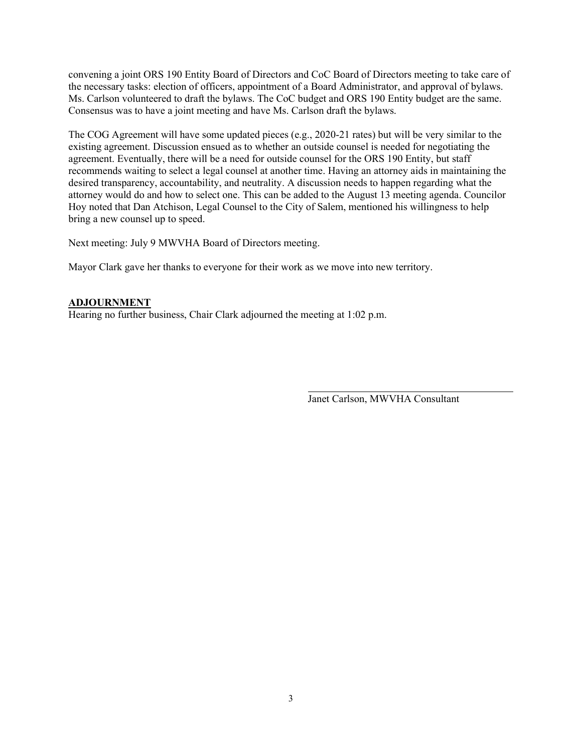convening a joint ORS 190 Entity Board of Directors and CoC Board of Directors meeting to take care of the necessary tasks: election of officers, appointment of a Board Administrator, and approval of bylaws. Ms. Carlson volunteered to draft the bylaws. The CoC budget and ORS 190 Entity budget are the same. Consensus was to have a joint meeting and have Ms. Carlson draft the bylaws.

The COG Agreement will have some updated pieces (e.g., 2020-21 rates) but will be very similar to the existing agreement. Discussion ensued as to whether an outside counsel is needed for negotiating the agreement. Eventually, there will be a need for outside counsel for the ORS 190 Entity, but staff recommends waiting to select a legal counsel at another time. Having an attorney aids in maintaining the desired transparency, accountability, and neutrality. A discussion needs to happen regarding what the attorney would do and how to select one. This can be added to the August 13 meeting agenda. Councilor Hoy noted that Dan Atchison, Legal Counsel to the City of Salem, mentioned his willingness to help bring a new counsel up to speed.

Next meeting: July 9 MWVHA Board of Directors meeting.

Mayor Clark gave her thanks to everyone for their work as we move into new territory.

**ADJOURNMENT**

Hearing no further business, Chair Clark adjourned the meeting at 1:02 p.m.

Janet Carlson, MWVHA Consultant